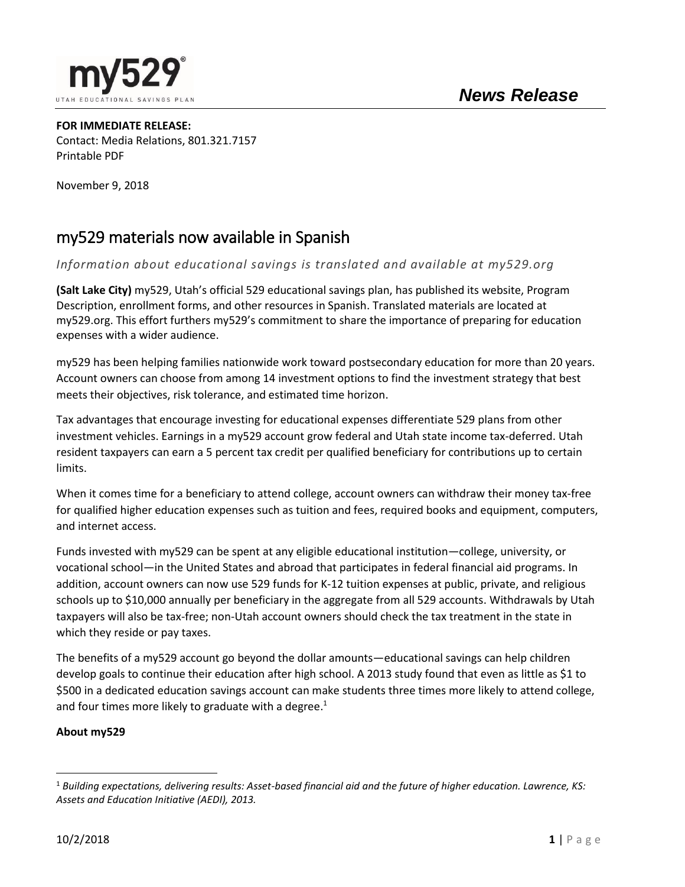# News Release

**FOR IMMEDIATE RELEASE:**
Contact: Media Relations, 801.321.7157
Printable PDF

November 9, 2018

## my529 materials now available in Spanish

*Information about educational savings is translated and available at my529.org*

**(Salt Lake City)** my529, Utah's official 529 educational savings plan, has published its website, Program Description, enrollment forms, and other resources in Spanish. Translated materials are located at my529.org. This effort furthers my529's commitment to share the importance of preparing for education expenses with a wider audience.

my529 has been helping families nationwide work toward postsecondary education for more than 20 years. Account owners can choose from among 14 investment options to find the investment strategy that best meets their objectives, risk tolerance, and estimated time horizon.

Tax advantages that encourage investing for educational expenses differentiate 529 plans from other investment vehicles. Earnings in a my529 account grow federal and Utah state income tax-deferred. Utah resident taxpayers can earn a 5 percent tax credit per qualified beneficiary for contributions up to certain limits.

When it comes time for a beneficiary to attend college, account owners can withdraw their money tax-free for qualified higher education expenses such as tuition and fees, required books and equipment, computers, and internet access.

Funds invested with my529 can be spent at any eligible educational institution—college, university, or vocational school—in the United States and abroad that participates in federal financial aid programs. In addition, account owners can now use 529 funds for K-12 tuition expenses at public, private, and religious schools up to $10,000 annually per beneficiary in the aggregate from all 529 accounts. Withdrawals by Utah taxpayers will also be tax-free; non-Utah account owners should check the tax treatment in the state in which they reside or pay taxes.

The benefits of a my529 account go beyond the dollar amounts—educational savings can help children develop goals to continue their education after high school. A 2013 study found that even as little as $1 to $500 in a dedicated education savings account can make students three times more likely to attend college, and four times more likely to graduate with a degree.[1]

**About my529**

[1] *Building expectations, delivering results: Asset-based financial aid and the future of higher education. Lawrence, KS: Assets and Education Initiative (AEDI), 2013.*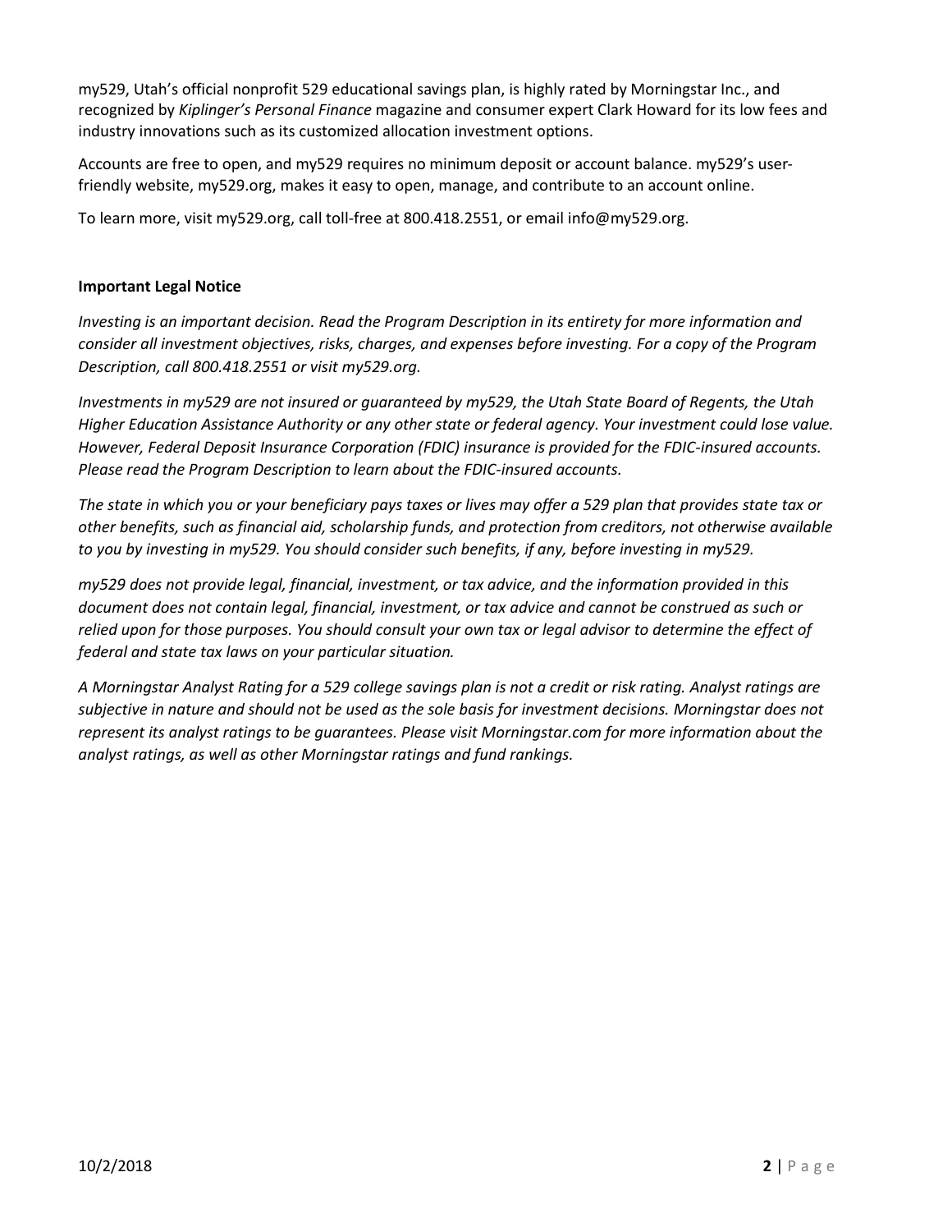my529, Utah's official nonprofit 529 educational savings plan, is highly rated by Morningstar Inc., and recognized by *Kiplinger's Personal Finance* magazine and consumer expert Clark Howard for its low fees and industry innovations such as its customized allocation investment options.

Accounts are free to open, and my529 requires no minimum deposit or account balance. my529's user-friendly website, my529.org, makes it easy to open, manage, and contribute to an account online.

To learn more, visit my529.org, call toll-free at 800.418.2551, or email info@my529.org.

**Important Legal Notice**

*Investing is an important decision. Read the Program Description in its entirety for more information and consider all investment objectives, risks, charges, and expenses before investing. For a copy of the Program Description, call 800.418.2551 or visit my529.org.*

*Investments in my529 are not insured or guaranteed by my529, the Utah State Board of Regents, the Utah Higher Education Assistance Authority or any other state or federal agency. Your investment could lose value. However, Federal Deposit Insurance Corporation (FDIC) insurance is provided for the FDIC-insured accounts. Please read the Program Description to learn about the FDIC-insured accounts.*

*The state in which you or your beneficiary pays taxes or lives may offer a 529 plan that provides state tax or other benefits, such as financial aid, scholarship funds, and protection from creditors, not otherwise available to you by investing in my529. You should consider such benefits, if any, before investing in my529.*

*my529 does not provide legal, financial, investment, or tax advice, and the information provided in this document does not contain legal, financial, investment, or tax advice and cannot be construed as such or relied upon for those purposes. You should consult your own tax or legal advisor to determine the effect of federal and state tax laws on your particular situation.*

*A Morningstar Analyst Rating for a 529 college savings plan is not a credit or risk rating. Analyst ratings are subjective in nature and should not be used as the sole basis for investment decisions. Morningstar does not represent its analyst ratings to be guarantees. Please visit Morningstar.com for more information about the analyst ratings, as well as other Morningstar ratings and fund rankings.*

10/2/2018